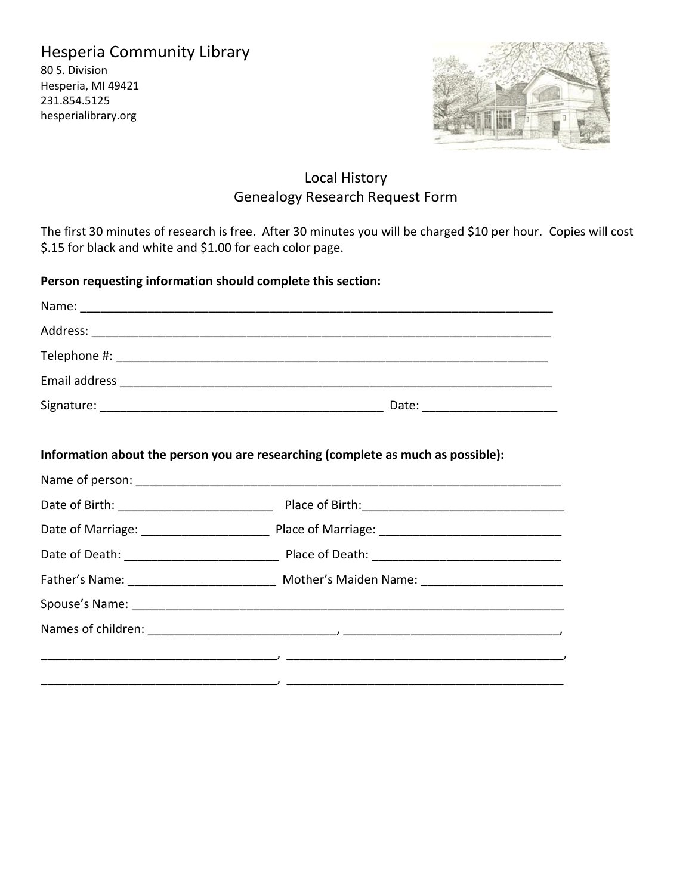# Hesperia Community Library

80 S. Division
Hesperia, MI 49421
231.854.5125
hesperialibrary.org

## Local History
## Genealogy Research Request Form

The first 30 minutes of research is free. After 30 minutes you will be charged $10 per hour. Copies will cost $.15 for black and white and $1.00 for each color page.

**Person requesting information should complete this section:**

Name: ___________________________________________________________________________

Address: _________________________________________________________________________

Telephone #: ______________________________________________________________________

Email address ______________________________________________________________________

Signature: _____________________________________________ Date: ____________________

**Information about the person you are researching (complete as much as possible):**

Name of person: ____________________________________________________________________

Date of Birth: ________________________ Place of Birth:______________________________

Date of Marriage: ___________________ Place of Marriage: ___________________________

Date of Death: _______________________ Place of Death: ____________________________

Father's Name: ______________________ Mother's Maiden Name: _____________________

Spouse's Name: _____________________________________________________________________

Names of children: ____________________________, ________________________________,

____________________________________, ___________________________________________,

____________________________________, ___________________________________________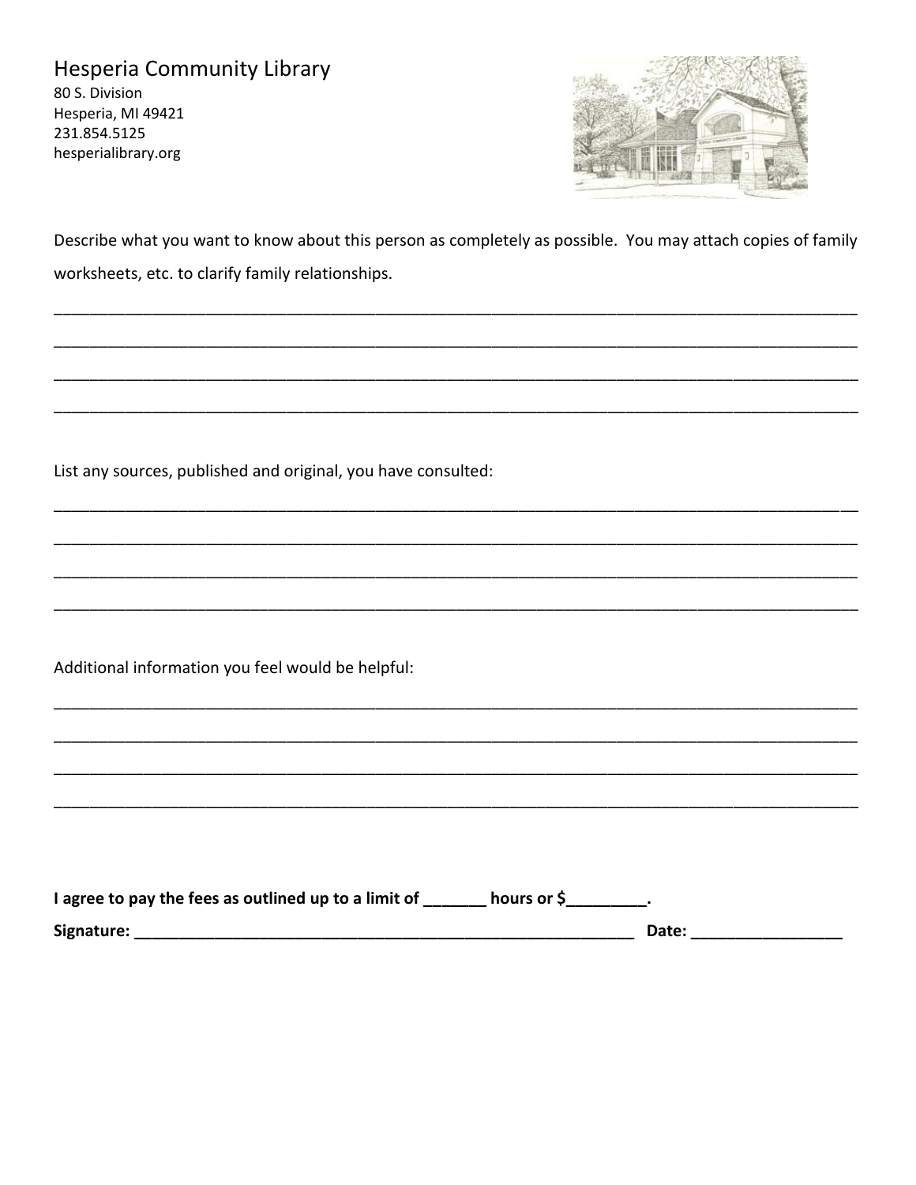Hesperia Community Library

80 S. Division
Hesperia, MI 49421
231.854.5125
hesperialibrary.org

Describe what you want to know about this person as completely as possible. You may attach copies of family worksheets, etc. to clarify family relationships.

______________________________________________________________________________

______________________________________________________________________________

______________________________________________________________________________

______________________________________________________________________________

List any sources, published and original, you have consulted:

______________________________________________________________________________

______________________________________________________________________________

______________________________________________________________________________

______________________________________________________________________________

Additional information you feel would be helpful:

______________________________________________________________________________

______________________________________________________________________________

______________________________________________________________________________

______________________________________________________________________________

**I agree to pay the fees as outlined up to a limit of _______ hours or $_________.**

**Signature: ___________________________________________________________ Date: _________________**